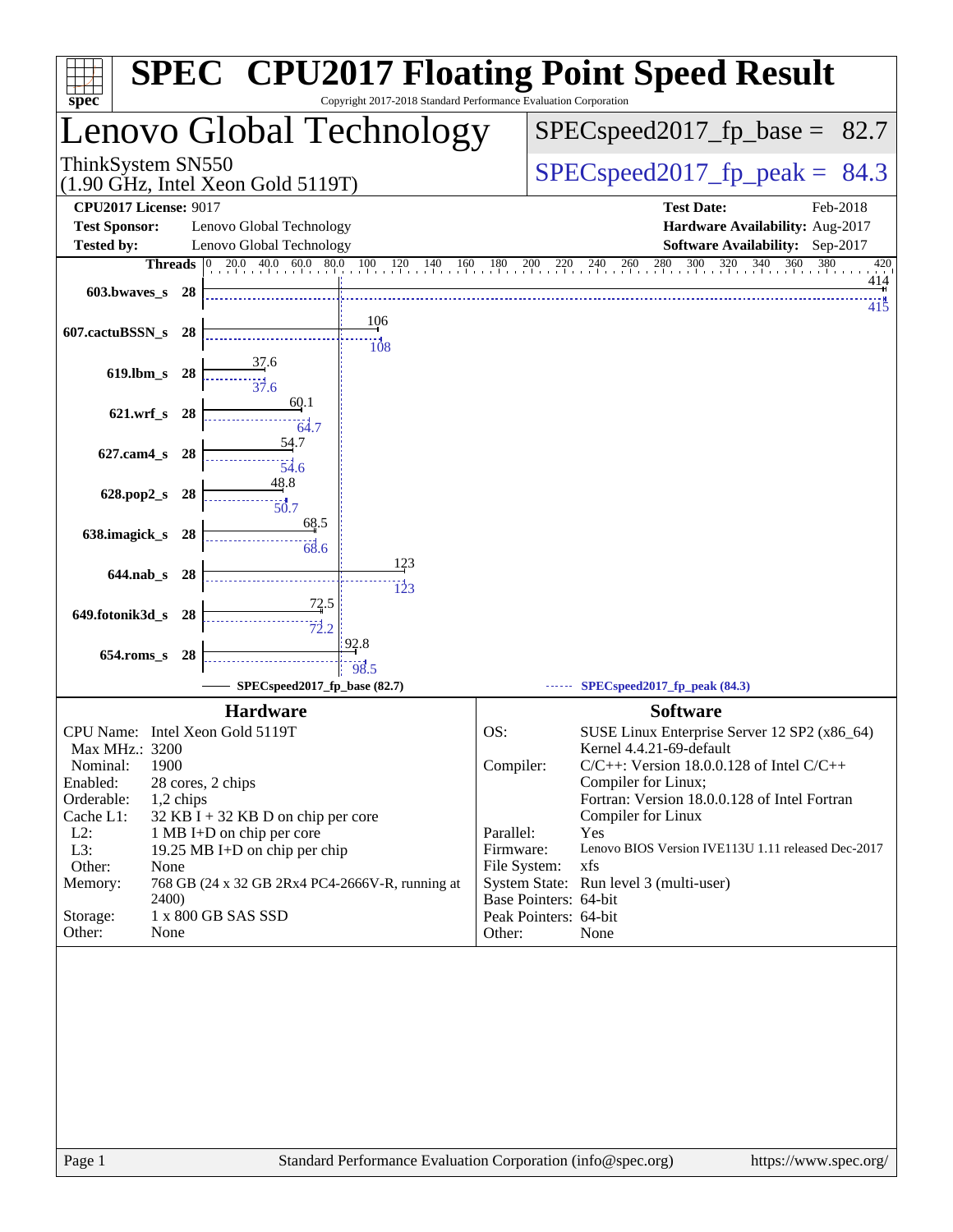# SPEC CPU2017 Floating Point Speed Result

Copyright 2017-2018 Standard Performance Evaluation Corporation

## Lenovo Global Technology

ThinkSystem SN550
(1.90 GHz, Intel Xeon Gold 5119T)

SPECspeed2017_fp_base = 82.7

SPECspeed2017_fp_peak = 84.3

**CPU2017 License:** 9017
**Test Sponsor:** Lenovo Global Technology
**Tested by:** Lenovo Global Technology

**Test Date:** Feb-2018
**Hardware Availability:** Aug-2017
**Software Availability:** Sep-2017

| Benchmark | Threads | Base | Peak |
|---|---|---|---|
| 603.bwaves_s | 28 | 414 | 415 |
| 607.cactuBSSN_s | 28 | 106 | 108 |
| 619.lbm_s | 28 | 37.6 | 37.6 |
| 621.wrf_s | 28 | 60.1 | 64.7 |
| 627.cam4_s | 28 | 54.7 | 54.6 |
| 628.pop2_s | 28 | 48.8 | 50.7 |
| 638.imagick_s | 28 | 68.5 | 68.6 |
| 644.nab_s | 28 | 123 | 123 |
| 649.fotonik3d_s | 28 | 72.5 | 72.2 |
| 654.roms_s | 28 | 92.8 | 98.5 |

SPECspeed2017_fp_base (82.7)
SPECspeed2017_fp_peak (84.3)

### Hardware

| | |
|---|---|
| CPU Name: | Intel Xeon Gold 5119T |
| Max MHz.: | 3200 |
| Nominal: | 1900 |
| Enabled: | 28 cores, 2 chips |
| Orderable: | 1,2 chips |
| Cache L1: | 32 KB I + 32 KB D on chip per core |
| L2: | 1 MB I+D on chip per core |
| L3: | 19.25 MB I+D on chip per chip |
| Other: | None |
| Memory: | 768 GB (24 x 32 GB 2Rx4 PC4-2666V-R, running at 2400) |
| Storage: | 1 x 800 GB SAS SSD |
| Other: | None |

### Software

| | |
|---|---|
| OS: | SUSE Linux Enterprise Server 12 SP2 (x86_64) Kernel 4.4.21-69-default |
| Compiler: | C/C++: Version 18.0.0.128 of Intel C/C++ Compiler for Linux; Fortran: Version 18.0.0.128 of Intel Fortran Compiler for Linux |
| Parallel: | Yes |
| Firmware: | Lenovo BIOS Version IVE113U 1.11 released Dec-2017 |
| File System: | xfs |
| System State: | Run level 3 (multi-user) |
| Base Pointers: | 64-bit |
| Peak Pointers: | 64-bit |
| Other: | None |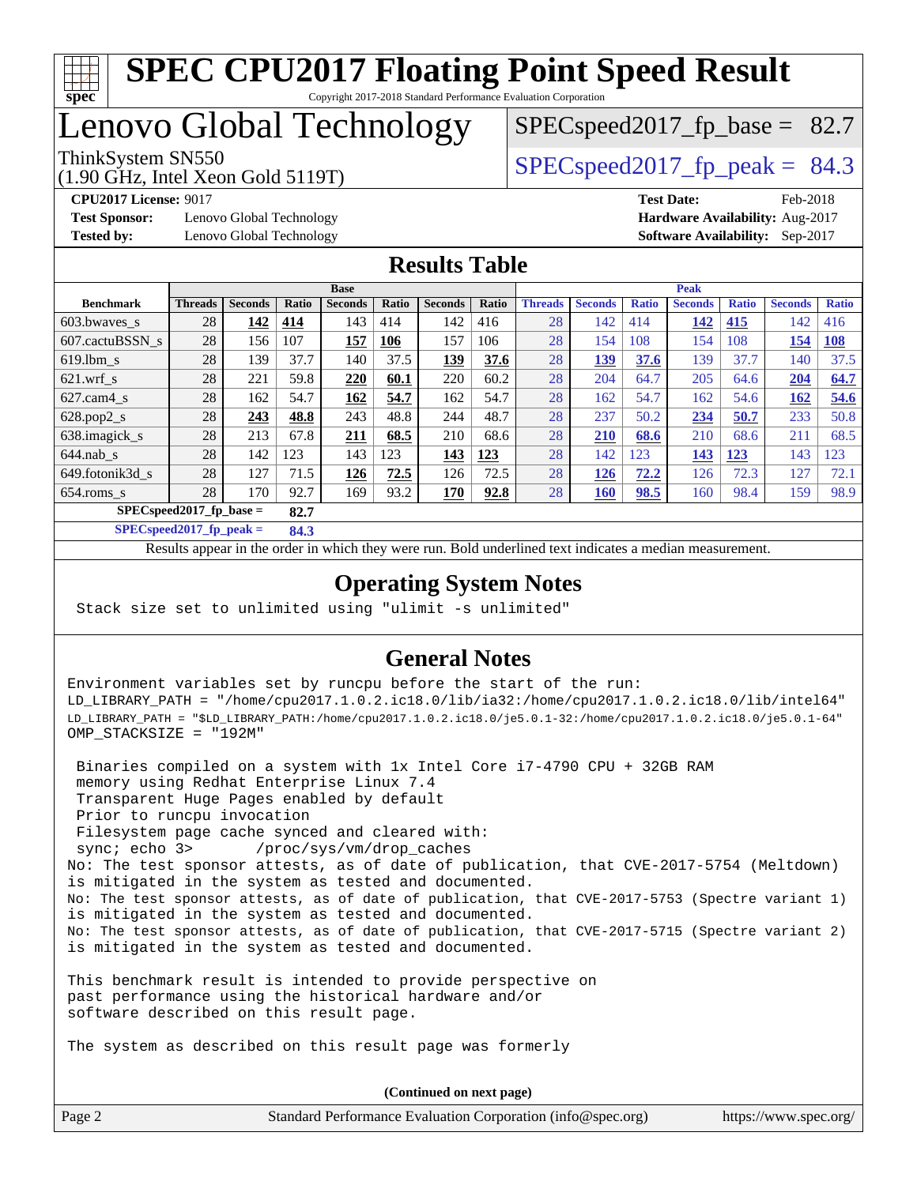# SPEC CPU2017 Floating Point Speed Result

Copyright 2017-2018 Standard Performance Evaluation Corporation

## Lenovo Global Technology

ThinkSystem SN550
(1.90 GHz, Intel Xeon Gold 5119T)

SPECspeed2017_fp_base = 82.7

SPECspeed2017_fp_peak = 84.3

**CPU2017 License:** 9017
**Test Sponsor:** Lenovo Global Technology
**Tested by:** Lenovo Global Technology

**Test Date:** Feb-2018
**Hardware Availability:** Aug-2017
**Software Availability:** Sep-2017

## Results Table

| Benchmark | Base | | | | | | | Peak | | | | | | |
|---|---|---|---|---|---|---|---|---|---|---|---|---|---|---|
| | Threads | Seconds | Ratio | Seconds | Ratio | Seconds | Ratio | Threads | Seconds | Ratio | Seconds | Ratio | Seconds | Ratio |
| 603.bwaves_s | 28 | **142** | **414** | 143 | 414 | 142 | 416 | 28 | 142 | 414 | **142** | **415** | 142 | 416 |
| 607.cactuBSSN_s | 28 | 156 | 107 | **157** | **106** | 157 | 106 | 28 | 154 | 108 | 154 | 108 | **154** | **108** |
| 619.lbm_s | 28 | 139 | 37.7 | 140 | 37.5 | **139** | **37.6** | 28 | **139** | **37.6** | 139 | 37.7 | 140 | 37.5 |
| 621.wrf_s | 28 | 221 | 59.8 | **220** | **60.1** | 220 | 60.2 | 28 | 204 | 64.7 | 205 | 64.6 | **204** | **64.7** |
| 627.cam4_s | 28 | 162 | 54.7 | **162** | **54.7** | 162 | 54.7 | 28 | 162 | 54.7 | 162 | 54.6 | **162** | **54.6** |
| 628.pop2_s | 28 | **243** | **48.8** | 243 | 48.8 | 244 | 48.7 | 28 | 237 | 50.2 | **234** | **50.7** | 233 | 50.8 |
| 638.imagick_s | 28 | 213 | 67.8 | **211** | **68.5** | 210 | 68.6 | 28 | **210** | **68.6** | 210 | 68.6 | 211 | 68.5 |
| 644.nab_s | 28 | 142 | 123 | 143 | 123 | **143** | **123** | 28 | 142 | 123 | **143** | **123** | 143 | 123 |
| 649.fotonik3d_s | 28 | 127 | 71.5 | **126** | **72.5** | 126 | 72.5 | 28 | **126** | **72.2** | 126 | 72.3 | 127 | 72.1 |
| 654.roms_s | 28 | 170 | 92.7 | 169 | 93.2 | **170** | **92.8** | 28 | **160** | **98.5** | 160 | 98.4 | 159 | 98.9 |

**SPECspeed2017_fp_base =** **82.7**

**SPECspeed2017_fp_peak =** **84.3**

Results appear in the order in which they were run. Bold underlined text indicates a median measurement.

## Operating System Notes

```
Stack size set to unlimited using "ulimit -s unlimited"
```

## General Notes

```
Environment variables set by runcpu before the start of the run:
LD_LIBRARY_PATH = "/home/cpu2017.1.0.2.ic18.0/lib/ia32:/home/cpu2017.1.0.2.ic18.0/lib/intel64"
LD_LIBRARY_PATH = "$LD_LIBRARY_PATH:/home/cpu2017.1.0.2.ic18.0/je5.0.1-32:/home/cpu2017.1.0.2.ic18.0/je5.0.1-64"
OMP_STACKSIZE = "192M"

 Binaries compiled on a system with 1x Intel Core i7-4790 CPU + 32GB RAM
 memory using Redhat Enterprise Linux 7.4
 Transparent Huge Pages enabled by default
 Prior to runcpu invocation
 Filesystem page cache synced and cleared with:
 sync; echo 3>       /proc/sys/vm/drop_caches
No: The test sponsor attests, as of date of publication, that CVE-2017-5754 (Meltdown)
is mitigated in the system as tested and documented.
No: The test sponsor attests, as of date of publication, that CVE-2017-5753 (Spectre variant 1)
is mitigated in the system as tested and documented.
No: The test sponsor attests, as of date of publication, that CVE-2017-5715 (Spectre variant 2)
is mitigated in the system as tested and documented.

This benchmark result is intended to provide perspective on
past performance using the historical hardware and/or
software described on this result page.

The system as described on this result page was formerly
```

**(Continued on next page)**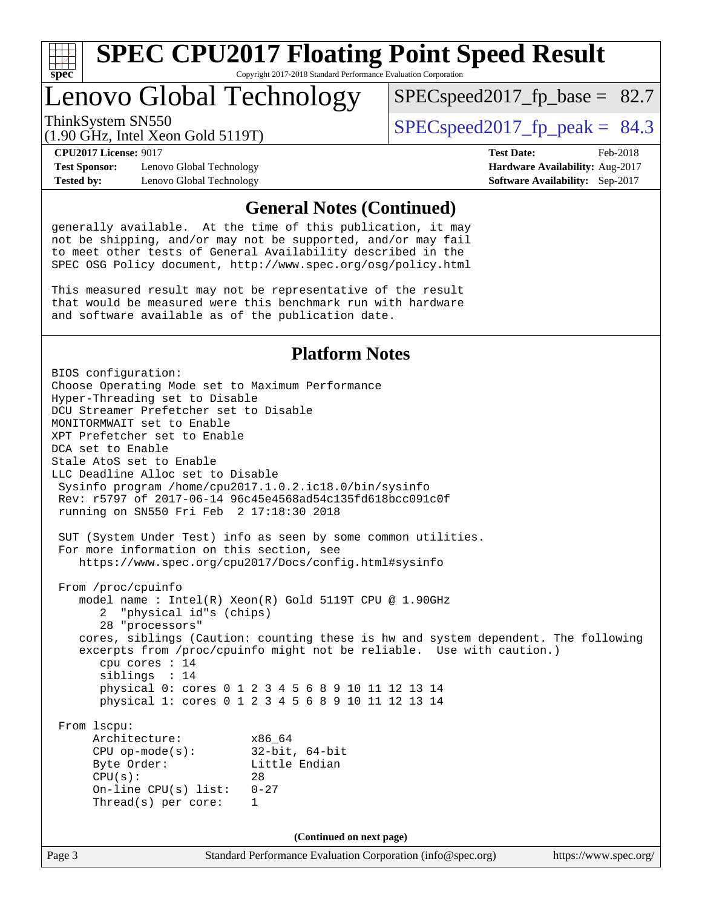# SPEC CPU2017 Floating Point Speed Result

Copyright 2017-2018 Standard Performance Evaluation Corporation

## Lenovo Global Technology

ThinkSystem SN550
(1.90 GHz, Intel Xeon Gold 5119T)

SPECspeed2017_fp_base = 82.7

SPECspeed2017_fp_peak = 84.3

**CPU2017 License:** 9017
**Test Sponsor:** Lenovo Global Technology
**Tested by:** Lenovo Global Technology

**Test Date:** Feb-2018
**Hardware Availability:** Aug-2017
**Software Availability:** Sep-2017

### General Notes (Continued)

```
generally available.  At the time of this publication, it may
not be shipping, and/or may not be supported, and/or may fail
to meet other tests of General Availability described in the
SPEC OSG Policy document, http://www.spec.org/osg/policy.html

This measured result may not be representative of the result
that would be measured were this benchmark run with hardware
and software available as of the publication date.
```

### Platform Notes

```
BIOS configuration:
Choose Operating Mode set to Maximum Performance
Hyper-Threading set to Disable
DCU Streamer Prefetcher set to Disable
MONITORMWAIT set to Enable
XPT Prefetcher set to Enable
DCA set to Enable
Stale AtoS set to Enable
LLC Deadline Alloc set to Disable
 Sysinfo program /home/cpu2017.1.0.2.ic18.0/bin/sysinfo
 Rev: r5797 of 2017-06-14 96c45e4568ad54c135fd618bcc091c0f
 running on SN550 Fri Feb  2 17:18:30 2018

 SUT (System Under Test) info as seen by some common utilities.
 For more information on this section, see
    https://www.spec.org/cpu2017/Docs/config.html#sysinfo

 From /proc/cpuinfo
    model name : Intel(R) Xeon(R) Gold 5119T CPU @ 1.90GHz
       2  "physical id"s (chips)
       28 "processors"
    cores, siblings (Caution: counting these is hw and system dependent. The following
    excerpts from /proc/cpuinfo might not be reliable.  Use with caution.)
       cpu cores : 14
       siblings  : 14
       physical 0: cores 0 1 2 3 4 5 6 8 9 10 11 12 13 14
       physical 1: cores 0 1 2 3 4 5 6 8 9 10 11 12 13 14

 From lscpu:
      Architecture:          x86_64
      CPU op-mode(s):        32-bit, 64-bit
      Byte Order:            Little Endian
      CPU(s):                28
      On-line CPU(s) list:   0-27
      Thread(s) per core:    1
```

(Continued on next page)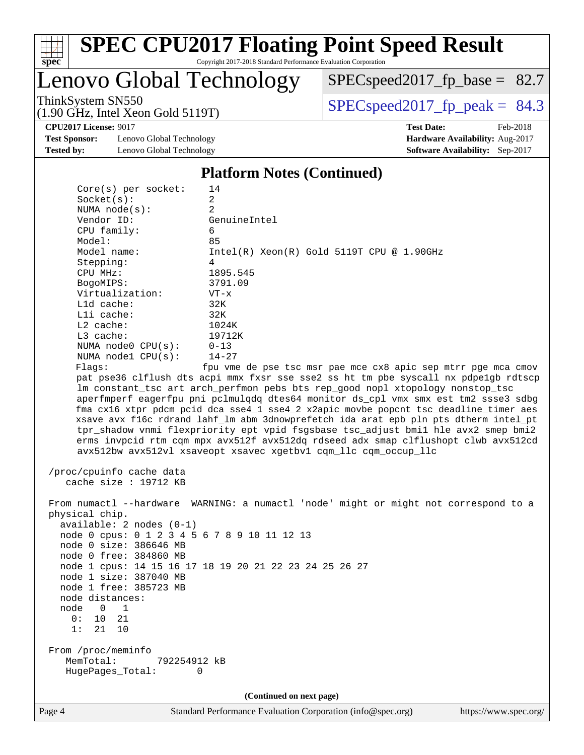# SPEC CPU2017 Floating Point Speed Result

Copyright 2017-2018 Standard Performance Evaluation Corporation

## Lenovo Global Technology

ThinkSystem SN550
(1.90 GHz, Intel Xeon Gold 5119T)

SPECspeed2017_fp_base = 82.7

SPECspeed2017_fp_peak = 84.3

**CPU2017 License:** 9017
**Test Sponsor:** Lenovo Global Technology
**Tested by:** Lenovo Global Technology

**Test Date:** Feb-2018
**Hardware Availability:** Aug-2017
**Software Availability:** Sep-2017

### Platform Notes (Continued)

```
     Core(s) per socket:    14
     Socket(s):             2
     NUMA node(s):          2
     Vendor ID:             GenuineIntel
     CPU family:            6
     Model:                 85
     Model name:            Intel(R) Xeon(R) Gold 5119T CPU @ 1.90GHz
     Stepping:              4
     CPU MHz:               1895.545
     BogoMIPS:              3791.09
     Virtualization:        VT-x
     L1d cache:             32K
     L1i cache:             32K
     L2 cache:              1024K
     L3 cache:              19712K
     NUMA node0 CPU(s):     0-13
     NUMA node1 CPU(s):     14-27
     Flags:                fpu vme de pse tsc msr pae mce cx8 apic sep mtrr pge mca cmov
     pat pse36 clflush dts acpi mmx fxsr sse sse2 ss ht tm pbe syscall nx pdpe1gb rdtscp
     lm constant_tsc art arch_perfmon pebs bts rep_good nopl xtopology nonstop_tsc
     aperfmperf eagerfpu pni pclmulqdq dtes64 monitor ds_cpl vmx smx est tm2 ssse3 sdbg
     fma cx16 xtpr pdcm pcid dca sse4_1 sse4_2 x2apic movbe popcnt tsc_deadline_timer aes
     xsave avx f16c rdrand lahf_lm abm 3dnowprefetch ida arat epb pln pts dtherm intel_pt
     tpr_shadow vnmi flexpriority ept vpid fsgsbase tsc_adjust bmi1 hle avx2 smep bmi2
     erms invpcid rtm cqm mpx avx512f avx512dq rdseed adx smap clflushopt clwb avx512cd
     avx512bw avx512vl xsaveopt xsavec xgetbv1 cqm_llc cqm_occup_llc

 /proc/cpuinfo cache data
    cache size : 19712 KB

 From numactl --hardware  WARNING: a numactl 'node' might or might not correspond to a
 physical chip.
   available: 2 nodes (0-1)
   node 0 cpus: 0 1 2 3 4 5 6 7 8 9 10 11 12 13
   node 0 size: 386646 MB
   node 0 free: 384860 MB
   node 1 cpus: 14 15 16 17 18 19 20 21 22 23 24 25 26 27
   node 1 size: 387040 MB
   node 1 free: 385723 MB
   node distances:
   node   0   1
     0:  10  21
     1:  21  10

 From /proc/meminfo
    MemTotal:       792254912 kB
    HugePages_Total:        0
```

(Continued on next page)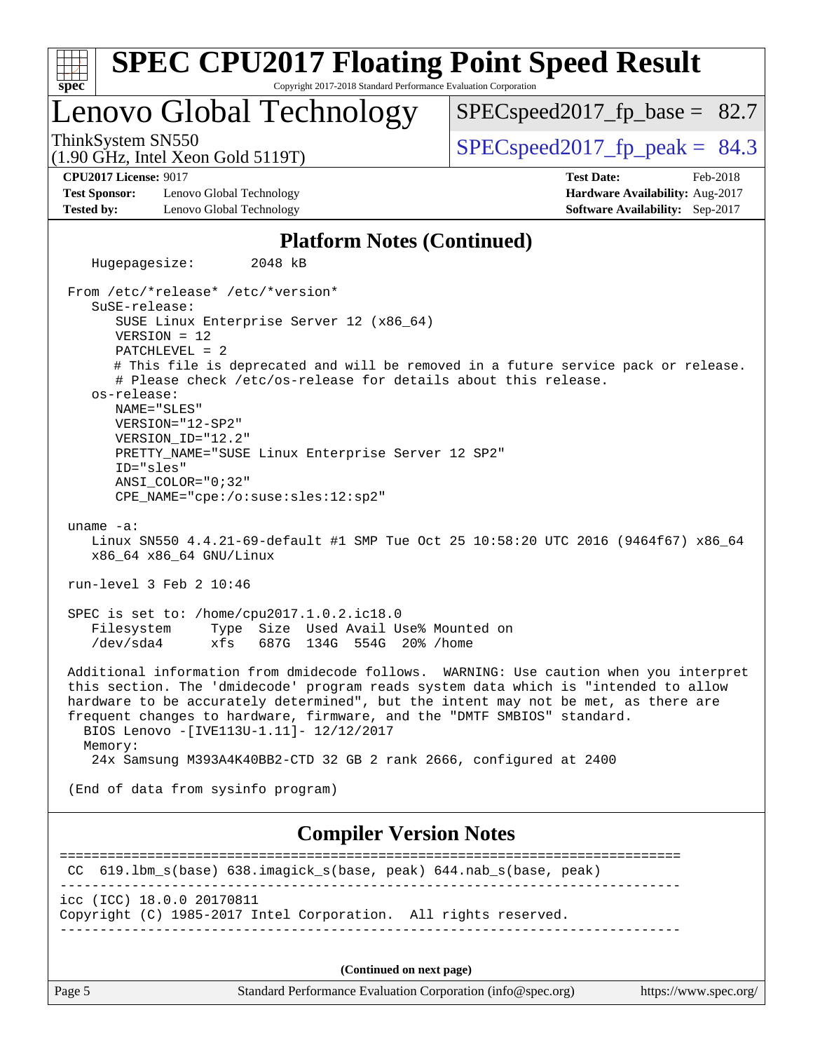# SPEC CPU2017 Floating Point Speed Result

Copyright 2017-2018 Standard Performance Evaluation Corporation

## Lenovo Global Technology

ThinkSystem SN550
(1.90 GHz, Intel Xeon Gold 5119T)

SPECspeed2017_fp_base = 82.7

SPECspeed2017_fp_peak = 84.3

**CPU2017 License:** 9017
**Test Sponsor:** Lenovo Global Technology
**Tested by:** Lenovo Global Technology

**Test Date:** Feb-2018
**Hardware Availability:** Aug-2017
**Software Availability:** Sep-2017

### Platform Notes (Continued)

```
   Hugepagesize:         2048 kB

 From /etc/*release* /etc/*version*
   SuSE-release:
      SUSE Linux Enterprise Server 12 (x86_64)
      VERSION = 12
      PATCHLEVEL = 2
      # This file is deprecated and will be removed in a future service pack or release.
      # Please check /etc/os-release for details about this release.
   os-release:
      NAME="SLES"
      VERSION="12-SP2"
      VERSION_ID="12.2"
      PRETTY_NAME="SUSE Linux Enterprise Server 12 SP2"
      ID="sles"
      ANSI_COLOR="0;32"
      CPE_NAME="cpe:/o:suse:sles:12:sp2"

 uname -a:
   Linux SN550 4.4.21-69-default #1 SMP Tue Oct 25 10:58:20 UTC 2016 (9464f67) x86_64
   x86_64 x86_64 GNU/Linux

 run-level 3 Feb 2 10:46

 SPEC is set to: /home/cpu2017.1.0.2.ic18.0
   Filesystem     Type  Size  Used Avail Use% Mounted on
   /dev/sda4      xfs   687G  134G  554G  20% /home

 Additional information from dmidecode follows.  WARNING: Use caution when you interpret
 this section. The 'dmidecode' program reads system data which is "intended to allow
 hardware to be accurately determined", but the intent may not be met, as there are
 frequent changes to hardware, firmware, and the "DMTF SMBIOS" standard.
   BIOS Lenovo -[IVE113U-1.11]- 12/12/2017
   Memory:
    24x Samsung M393A4K40BB2-CTD 32 GB 2 rank 2666, configured at 2400

 (End of data from sysinfo program)
```

### Compiler Version Notes

```
==============================================================================
 CC  619.lbm_s(base) 638.imagick_s(base, peak) 644.nab_s(base, peak)
------------------------------------------------------------------------------
icc (ICC) 18.0.0 20170811
Copyright (C) 1985-2017 Intel Corporation.  All rights reserved.
------------------------------------------------------------------------------
```

(Continued on next page)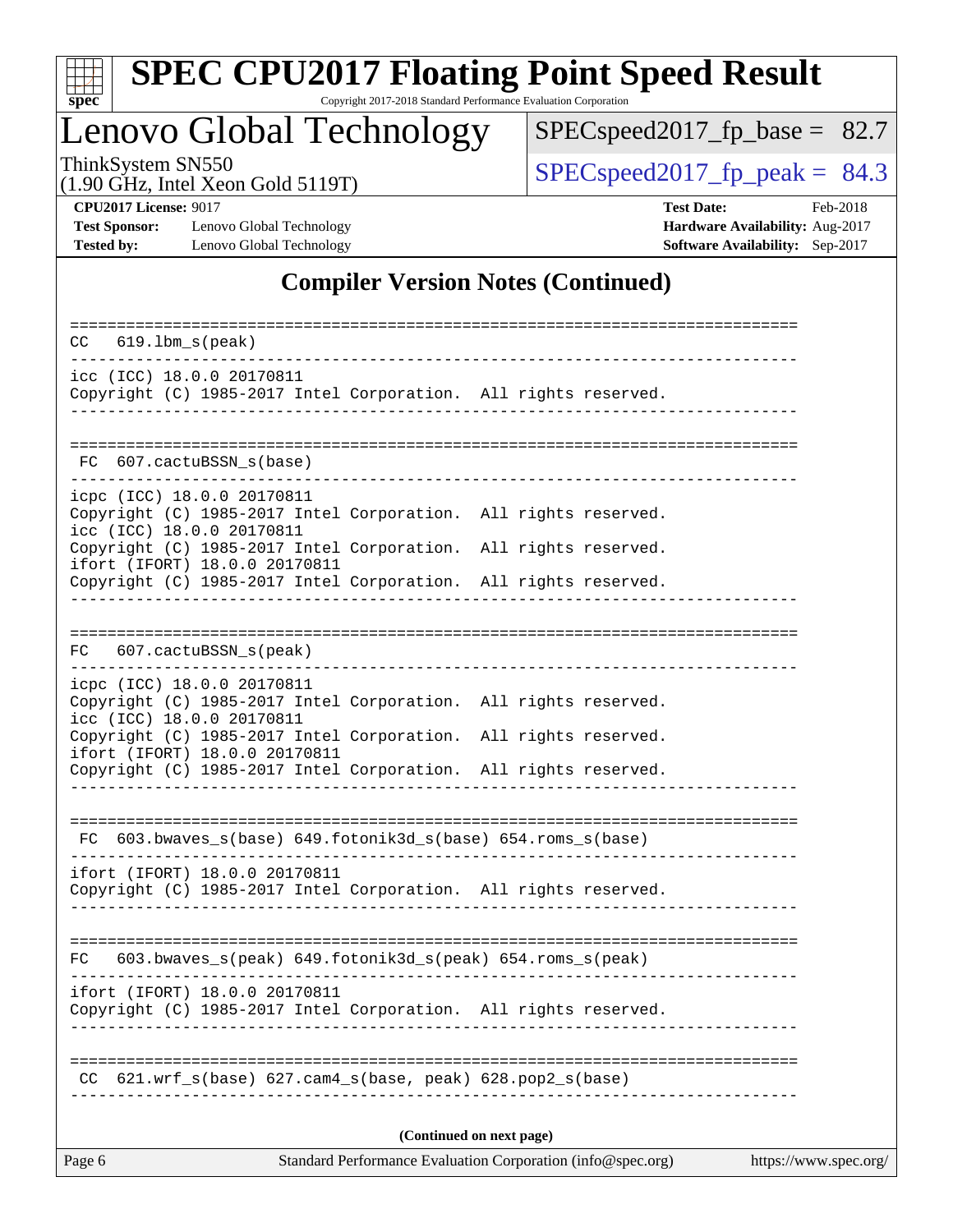## Compiler Version Notes (Continued)

```
==============================================================================
CC  619.lbm_s(peak)
------------------------------------------------------------------------------
icc (ICC) 18.0.0 20170811
Copyright (C) 1985-2017 Intel Corporation.  All rights reserved.
------------------------------------------------------------------------------

==============================================================================
FC  607.cactuBSSN_s(base)
------------------------------------------------------------------------------
icpc (ICC) 18.0.0 20170811
Copyright (C) 1985-2017 Intel Corporation.  All rights reserved.
icc (ICC) 18.0.0 20170811
Copyright (C) 1985-2017 Intel Corporation.  All rights reserved.
ifort (IFORT) 18.0.0 20170811
Copyright (C) 1985-2017 Intel Corporation.  All rights reserved.
------------------------------------------------------------------------------

==============================================================================
FC  607.cactuBSSN_s(peak)
------------------------------------------------------------------------------
icpc (ICC) 18.0.0 20170811
Copyright (C) 1985-2017 Intel Corporation.  All rights reserved.
icc (ICC) 18.0.0 20170811
Copyright (C) 1985-2017 Intel Corporation.  All rights reserved.
ifort (IFORT) 18.0.0 20170811
Copyright (C) 1985-2017 Intel Corporation.  All rights reserved.
------------------------------------------------------------------------------

==============================================================================
FC  603.bwaves_s(base) 649.fotonik3d_s(base) 654.roms_s(base)
------------------------------------------------------------------------------
ifort (IFORT) 18.0.0 20170811
Copyright (C) 1985-2017 Intel Corporation.  All rights reserved.
------------------------------------------------------------------------------

==============================================================================
FC  603.bwaves_s(peak) 649.fotonik3d_s(peak) 654.roms_s(peak)
------------------------------------------------------------------------------
ifort (IFORT) 18.0.0 20170811
Copyright (C) 1985-2017 Intel Corporation.  All rights reserved.
------------------------------------------------------------------------------

==============================================================================
CC  621.wrf_s(base) 627.cam4_s(base, peak) 628.pop2_s(base)
------------------------------------------------------------------------------
```

**(Continued on next page)**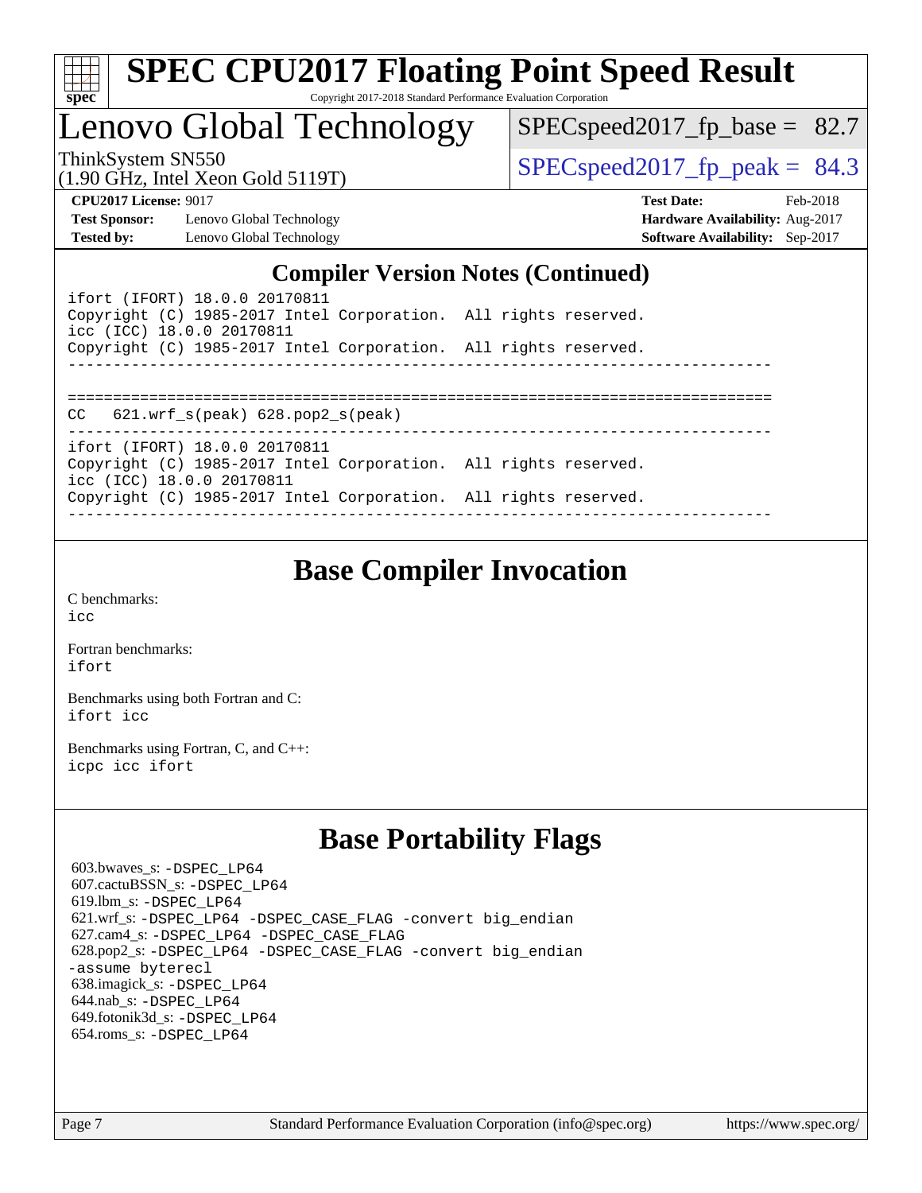## Compiler Version Notes (Continued)

```
ifort (IFORT) 18.0.0 20170811
Copyright (C) 1985-2017 Intel Corporation.  All rights reserved.
icc (ICC) 18.0.0 20170811
Copyright (C) 1985-2017 Intel Corporation.  All rights reserved.
------------------------------------------------------------------------------

==============================================================================
CC   621.wrf_s(peak) 628.pop2_s(peak)
------------------------------------------------------------------------------
ifort (IFORT) 18.0.0 20170811
Copyright (C) 1985-2017 Intel Corporation.  All rights reserved.
icc (ICC) 18.0.0 20170811
Copyright (C) 1985-2017 Intel Corporation.  All rights reserved.
------------------------------------------------------------------------------
```

## Base Compiler Invocation

C benchmarks:
icc

Fortran benchmarks:
ifort

Benchmarks using both Fortran and C:
ifort icc

Benchmarks using Fortran, C, and C++:
icpc icc ifort

## Base Portability Flags

603.bwaves_s: -DSPEC_LP64
607.cactuBSSN_s: -DSPEC_LP64
619.lbm_s: -DSPEC_LP64
621.wrf_s: -DSPEC_LP64 -DSPEC_CASE_FLAG -convert big_endian
627.cam4_s: -DSPEC_LP64 -DSPEC_CASE_FLAG
628.pop2_s: -DSPEC_LP64 -DSPEC_CASE_FLAG -convert big_endian -assume byterecl
638.imagick_s: -DSPEC_LP64
644.nab_s: -DSPEC_LP64
649.fotonik3d_s: -DSPEC_LP64
654.roms_s: -DSPEC_LP64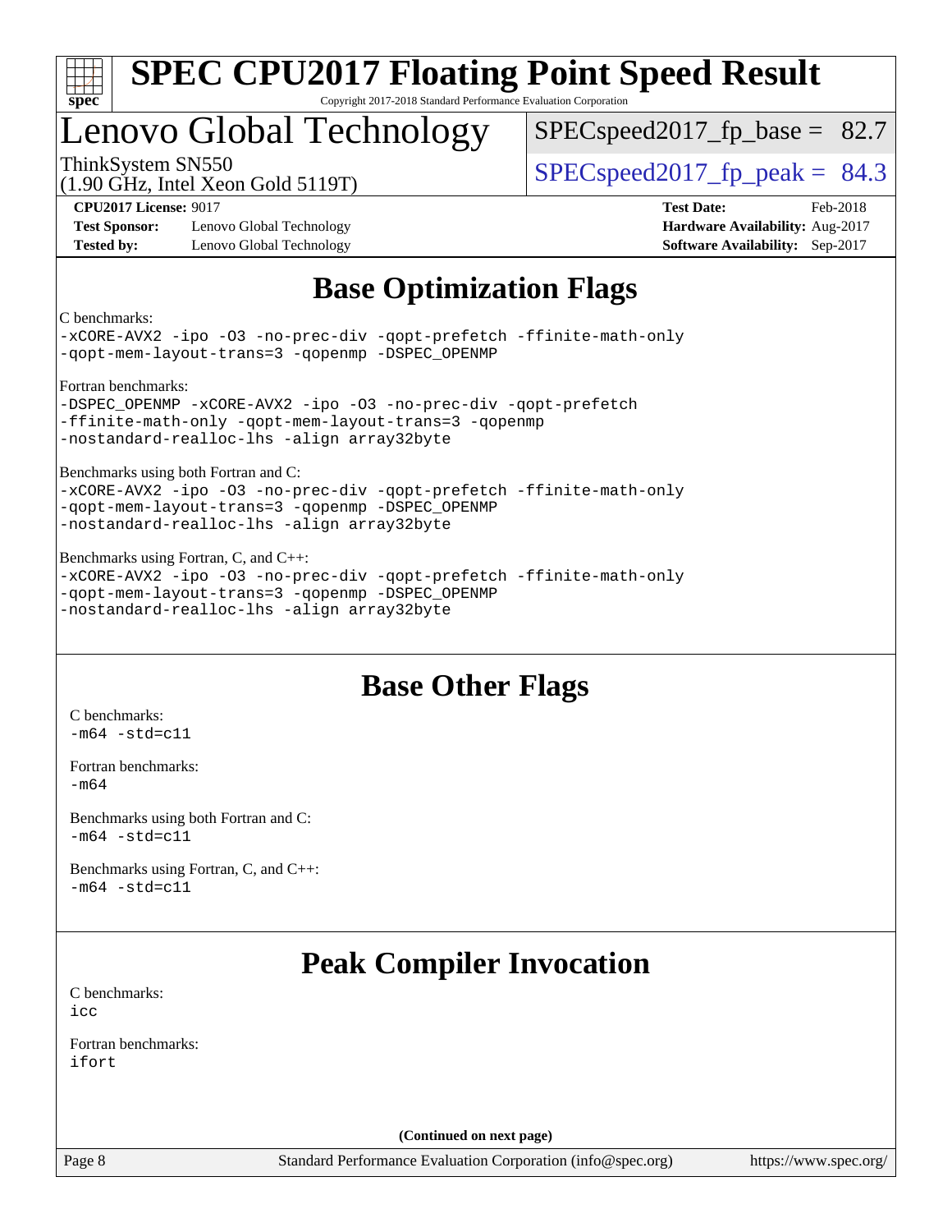# Lenovo Global Technology

ThinkSystem SN550
(1.90 GHz, Intel Xeon Gold 5119T)

SPECspeed2017_fp_base = 82.7

SPECspeed2017_fp_peak = 84.3

**CPU2017 License:** 9017
**Test Sponsor:** Lenovo Global Technology
**Tested by:** Lenovo Global Technology

**Test Date:** Feb-2018
**Hardware Availability:** Aug-2017
**Software Availability:** Sep-2017

## Base Optimization Flags

C benchmarks:
```
-xCORE-AVX2 -ipo -O3 -no-prec-div -qopt-prefetch -ffinite-math-only
-qopt-mem-layout-trans=3 -qopenmp -DSPEC_OPENMP
```

Fortran benchmarks:
```
-DSPEC_OPENMP -xCORE-AVX2 -ipo -O3 -no-prec-div -qopt-prefetch
-ffinite-math-only -qopt-mem-layout-trans=3 -qopenmp
-nostandard-realloc-lhs -align array32byte
```

Benchmarks using both Fortran and C:
```
-xCORE-AVX2 -ipo -O3 -no-prec-div -qopt-prefetch -ffinite-math-only
-qopt-mem-layout-trans=3 -qopenmp -DSPEC_OPENMP
-nostandard-realloc-lhs -align array32byte
```

Benchmarks using Fortran, C, and C++:
```
-xCORE-AVX2 -ipo -O3 -no-prec-div -qopt-prefetch -ffinite-math-only
-qopt-mem-layout-trans=3 -qopenmp -DSPEC_OPENMP
-nostandard-realloc-lhs -align array32byte
```

## Base Other Flags

C benchmarks:
```
-m64 -std=c11
```

Fortran benchmarks:
```
-m64
```

Benchmarks using both Fortran and C:
```
-m64 -std=c11
```

Benchmarks using Fortran, C, and C++:
```
-m64 -std=c11
```

## Peak Compiler Invocation

C benchmarks:
```
icc
```

Fortran benchmarks:
```
ifort
```

**(Continued on next page)**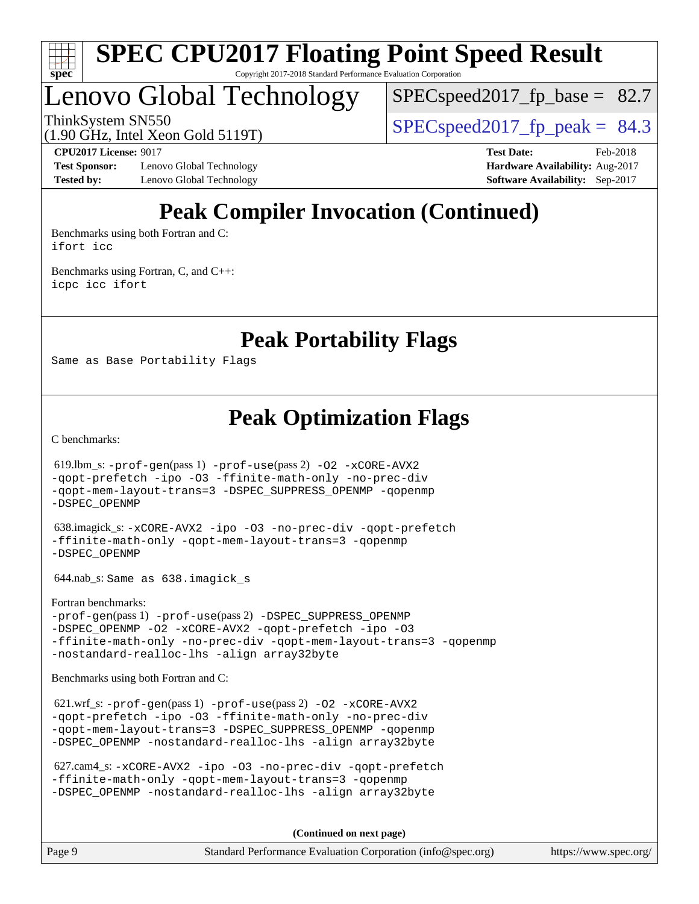# Peak Compiler Invocation (Continued)

Benchmarks using both Fortran and C:
```
ifort icc
```

Benchmarks using Fortran, C, and C++:
```
icpc icc ifort
```

# Peak Portability Flags

Same as Base Portability Flags

# Peak Optimization Flags

C benchmarks:

619.lbm_s: -prof-gen(pass 1) -prof-use(pass 2) -O2 -xCORE-AVX2 -qopt-prefetch -ipo -O3 -ffinite-math-only -no-prec-div -qopt-mem-layout-trans=3 -DSPEC_SUPPRESS_OPENMP -qopenmp -DSPEC_OPENMP

638.imagick_s: -xCORE-AVX2 -ipo -O3 -no-prec-div -qopt-prefetch -ffinite-math-only -qopt-mem-layout-trans=3 -qopenmp -DSPEC_OPENMP

644.nab_s: Same as 638.imagick_s

Fortran benchmarks:

-prof-gen(pass 1) -prof-use(pass 2) -DSPEC_SUPPRESS_OPENMP -DSPEC_OPENMP -O2 -xCORE-AVX2 -qopt-prefetch -ipo -O3 -ffinite-math-only -no-prec-div -qopt-mem-layout-trans=3 -qopenmp -nostandard-realloc-lhs -align array32byte

Benchmarks using both Fortran and C:

621.wrf_s: -prof-gen(pass 1) -prof-use(pass 2) -O2 -xCORE-AVX2 -qopt-prefetch -ipo -O3 -ffinite-math-only -no-prec-div -qopt-mem-layout-trans=3 -DSPEC_SUPPRESS_OPENMP -qopenmp -DSPEC_OPENMP -nostandard-realloc-lhs -align array32byte

627.cam4_s: -xCORE-AVX2 -ipo -O3 -no-prec-div -qopt-prefetch -ffinite-math-only -qopt-mem-layout-trans=3 -qopenmp -DSPEC_OPENMP -nostandard-realloc-lhs -align array32byte

**(Continued on next page)**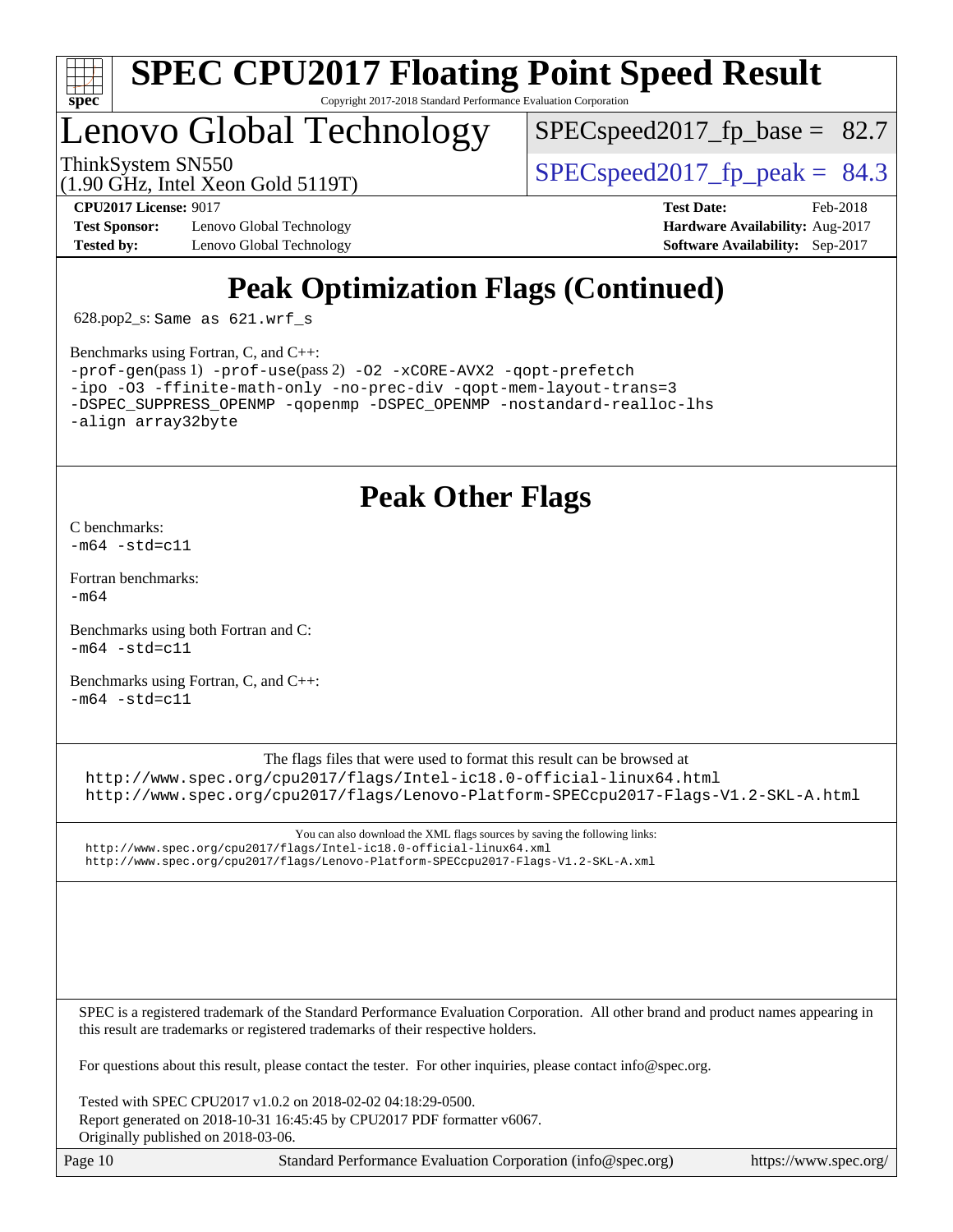# Peak Optimization Flags (Continued)

628.pop2_s: Same as 621.wrf_s

Benchmarks using Fortran, C, and C++:

-prof-gen(pass 1) -prof-use(pass 2) -O2 -xCORE-AVX2 -qopt-prefetch -ipo -O3 -ffinite-math-only -no-prec-div -qopt-mem-layout-trans=3 -DSPEC_SUPPRESS_OPENMP -qopenmp -DSPEC_OPENMP -nostandard-realloc-lhs -align array32byte

# Peak Other Flags

C benchmarks:
-m64 -std=c11

Fortran benchmarks:
-m64

Benchmarks using both Fortran and C:
-m64 -std=c11

Benchmarks using Fortran, C, and C++:
-m64 -std=c11

The flags files that were used to format this result can be browsed at
http://www.spec.org/cpu2017/flags/Intel-ic18.0-official-linux64.html
http://www.spec.org/cpu2017/flags/Lenovo-Platform-SPECcpu2017-Flags-V1.2-SKL-A.html

You can also download the XML flags sources by saving the following links:
http://www.spec.org/cpu2017/flags/Intel-ic18.0-official-linux64.xml
http://www.spec.org/cpu2017/flags/Lenovo-Platform-SPECcpu2017-Flags-V1.2-SKL-A.xml

SPEC is a registered trademark of the Standard Performance Evaluation Corporation. All other brand and product names appearing in this result are trademarks or registered trademarks of their respective holders.

For questions about this result, please contact the tester. For other inquiries, please contact info@spec.org.

Tested with SPEC CPU2017 v1.0.2 on 2018-02-02 04:18:29-0500.
Report generated on 2018-10-31 16:45:45 by CPU2017 PDF formatter v6067.
Originally published on 2018-03-06.